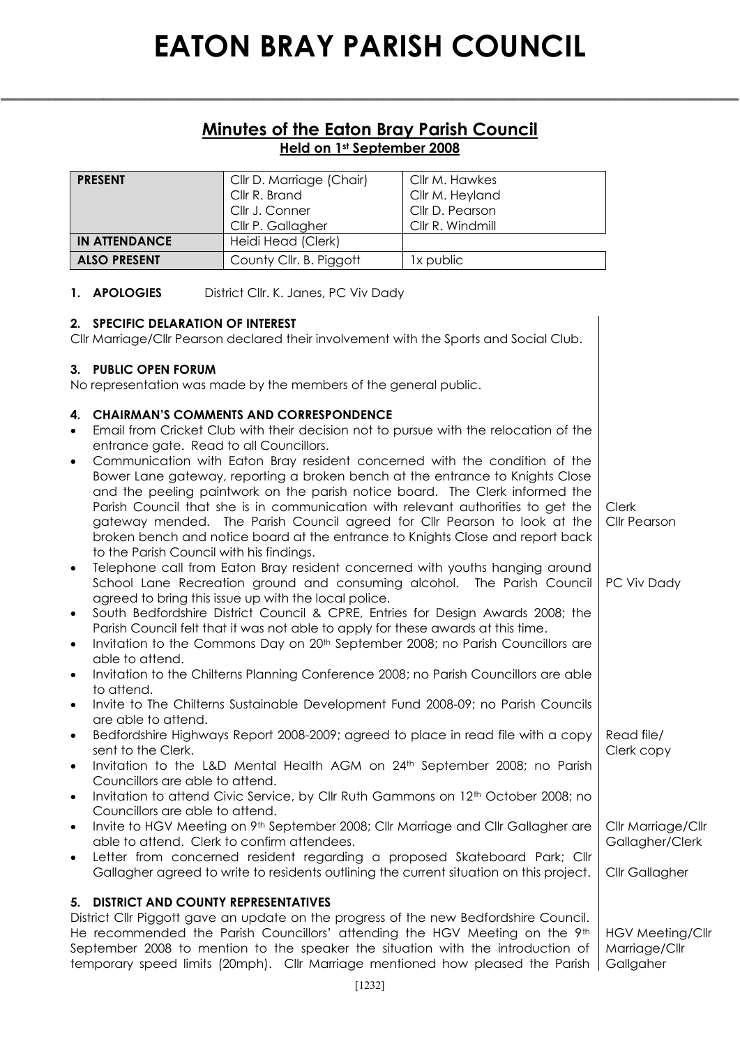# EATON BRAY PARISH COUNCIL

## Minutes of the Eaton Bray Parish Council

### Held on 1st September 2008

| **PRESENT** | Cllr D. Marriage (Chair)<br>Cllr R. Brand<br>Cllr J. Conner<br>Cllr P. Gallagher | Cllr M. Hawkes<br>Cllr M. Heyland<br>Cllr D. Pearson<br>Cllr R. Windmill |
|---|---|---|
| **IN ATTENDANCE** | Heidi Head (Clerk) | |
| **ALSO PRESENT** | County Cllr. B. Piggott | 1x public |

**1. APOLOGIES** District Cllr. K. Janes, PC Viv Dady

**2. SPECIFIC DELARATION OF INTEREST**

Cllr Marriage/Cllr Pearson declared their involvement with the Sports and Social Club.

**3. PUBLIC OPEN FORUM**

No representation was made by the members of the general public.

**4. CHAIRMAN'S COMMENTS AND CORRESPONDENCE**

- Email from Cricket Club with their decision not to pursue with the relocation of the entrance gate. Read to all Councillors.
- Communication with Eaton Bray resident concerned with the condition of the Bower Lane gateway, reporting a broken bench at the entrance to Knights Close and the peeling paintwork on the parish notice board. The Clerk informed the Parish Council that she is in communication with relevant authorities to get the gateway mended. The Parish Council agreed for Cllr Pearson to look at the broken bench and notice board at the entrance to Knights Close and report back to the Parish Council with his findings. — *Clerk / Cllr Pearson*
- Telephone call from Eaton Bray resident concerned with youths hanging around School Lane Recreation ground and consuming alcohol. The Parish Council agreed to bring this issue up with the local police. — *PC Viv Dady*
- South Bedfordshire District Council & CPRE, Entries for Design Awards 2008; the Parish Council felt that it was not able to apply for these awards at this time.
- Invitation to the Commons Day on 20th September 2008; no Parish Councillors are able to attend.
- Invitation to the Chilterns Planning Conference 2008; no Parish Councillors are able to attend.
- Invite to The Chilterns Sustainable Development Fund 2008-09; no Parish Councils are able to attend.
- Bedfordshire Highways Report 2008-2009; agreed to place in read file with a copy sent to the Clerk. — *Read file/ Clerk copy*
- Invitation to the L&D Mental Health AGM on 24th September 2008; no Parish Councillors are able to attend.
- Invitation to attend Civic Service, by Cllr Ruth Gammons on 12th October 2008; no Councillors are able to attend.
- Invite to HGV Meeting on 9th September 2008; Cllr Marriage and Cllr Gallagher are able to attend. Clerk to confirm attendees. — *Cllr Marriage/Cllr Gallagher/Clerk*
- Letter from concerned resident regarding a proposed Skateboard Park; Cllr Gallagher agreed to write to residents outlining the current situation on this project. — *Cllr Gallagher*

**5. DISTRICT AND COUNTY REPRESENTATIVES**

District Cllr Piggott gave an update on the progress of the new Bedfordshire Council. He recommended the Parish Councillors' attending the HGV Meeting on the 9th September 2008 to mention to the speaker the situation with the introduction of temporary speed limits (20mph). Cllr Marriage mentioned how pleased the Parish — *HGV Meeting/Cllr Marriage/Cllr Gallgaher*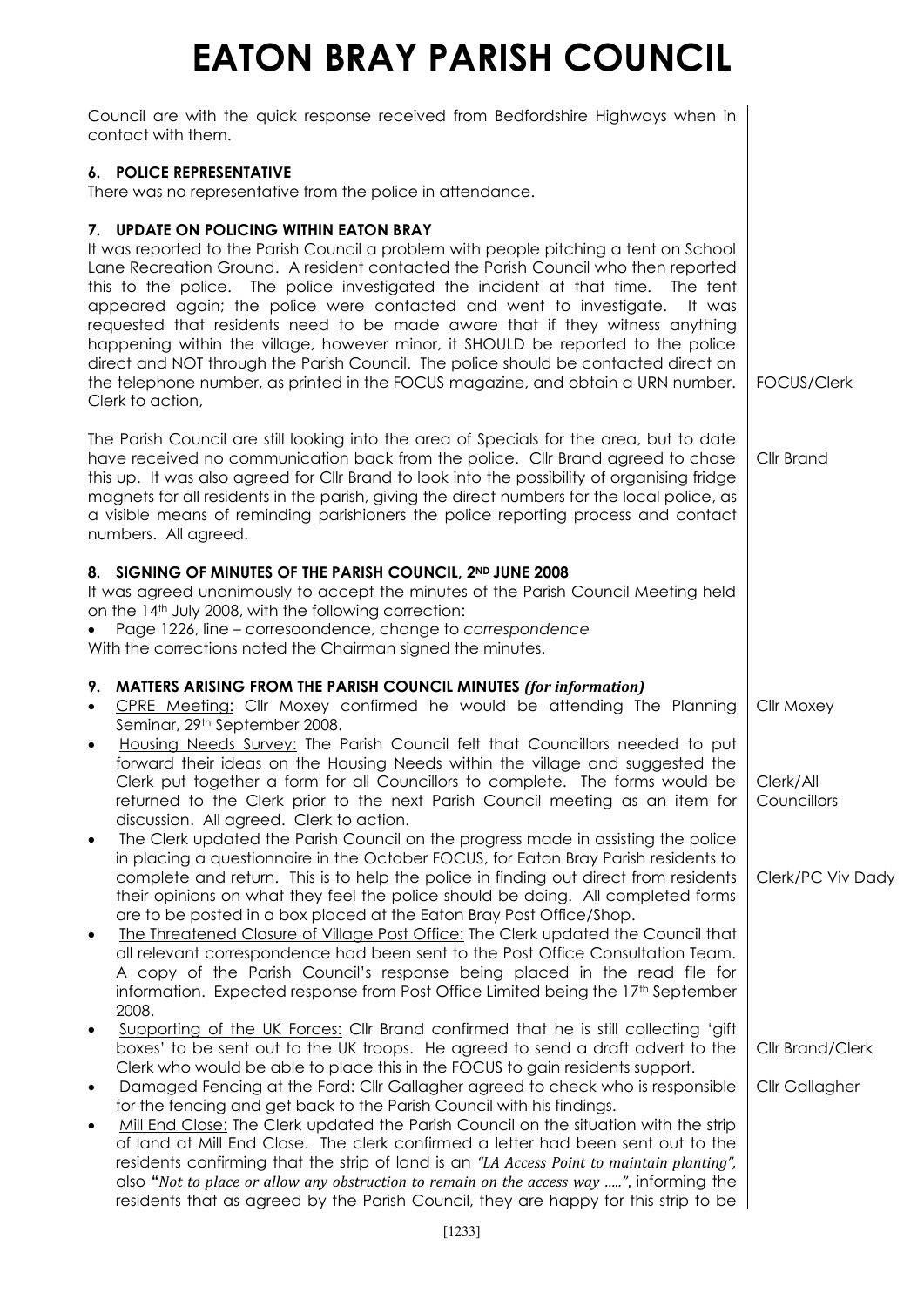# EATON BRAY PARISH COUNCIL

Council are with the quick response received from Bedfordshire Highways when in contact with them.

**6. POLICE REPRESENTATIVE**

There was no representative from the police in attendance.

**7. UPDATE ON POLICING WITHIN EATON BRAY**

It was reported to the Parish Council a problem with people pitching a tent on School Lane Recreation Ground. A resident contacted the Parish Council who then reported this to the police. The police investigated the incident at that time. The tent appeared again; the police were contacted and went to investigate. It was requested that residents need to be made aware that if they witness anything happening within the village, however minor, it SHOULD be reported to the police direct and NOT through the Parish Council. The police should be contacted direct on the telephone number, as printed in the FOCUS magazine, and obtain a URN number. Clerk to action, — FOCUS/Clerk

The Parish Council are still looking into the area of Specials for the area, but to date have received no communication back from the police. Cllr Brand agreed to chase this up. It was also agreed for Cllr Brand to look into the possibility of organising fridge magnets for all residents in the parish, giving the direct numbers for the local police, as a visible means of reminding parishioners the police reporting process and contact numbers. All agreed. — Cllr Brand

**8. SIGNING OF MINUTES OF THE PARISH COUNCIL, 2ND JUNE 2008**

It was agreed unanimously to accept the minutes of the Parish Council Meeting held on the 14th July 2008, with the following correction:

- Page 1226, line – corresoondence, change to *correspondence*

With the corrections noted the Chairman signed the minutes.

**9. MATTERS ARISING FROM THE PARISH COUNCIL MINUTES** ***(for information)***

- CPRE Meeting: Cllr Moxey confirmed he would be attending The Planning Seminar, 29th September 2008. — Cllr Moxey
- Housing Needs Survey: The Parish Council felt that Councillors needed to put forward their ideas on the Housing Needs within the village and suggested the Clerk put together a form for all Councillors to complete. The forms would be returned to the Clerk prior to the next Parish Council meeting as an item for discussion. All agreed. Clerk to action. — Clerk/All Councillors
- The Clerk updated the Parish Council on the progress made in assisting the police in placing a questionnaire in the October FOCUS, for Eaton Bray Parish residents to complete and return. This is to help the police in finding out direct from residents their opinions on what they feel the police should be doing. All completed forms are to be posted in a box placed at the Eaton Bray Post Office/Shop. — Clerk/PC Viv Dady
- The Threatened Closure of Village Post Office: The Clerk updated the Council that all relevant correspondence had been sent to the Post Office Consultation Team. A copy of the Parish Council's response being placed in the read file for information. Expected response from Post Office Limited being the 17th September 2008.
- Supporting of the UK Forces: Cllr Brand confirmed that he is still collecting 'gift boxes' to be sent out to the UK troops. He agreed to send a draft advert to the Clerk who would be able to place this in the FOCUS to gain residents support. — Cllr Brand/Clerk
- Damaged Fencing at the Ford: Cllr Gallagher agreed to check who is responsible for the fencing and get back to the Parish Council with his findings. — Cllr Gallagher
- Mill End Close: The Clerk updated the Parish Council on the situation with the strip of land at Mill End Close. The clerk confirmed a letter had been sent out to the residents confirming that the strip of land is an *"LA Access Point to maintain planting"*, also **"***Not to place or allow any obstruction to remain on the access way …..",* informing the residents that as agreed by the Parish Council, they are happy for this strip to be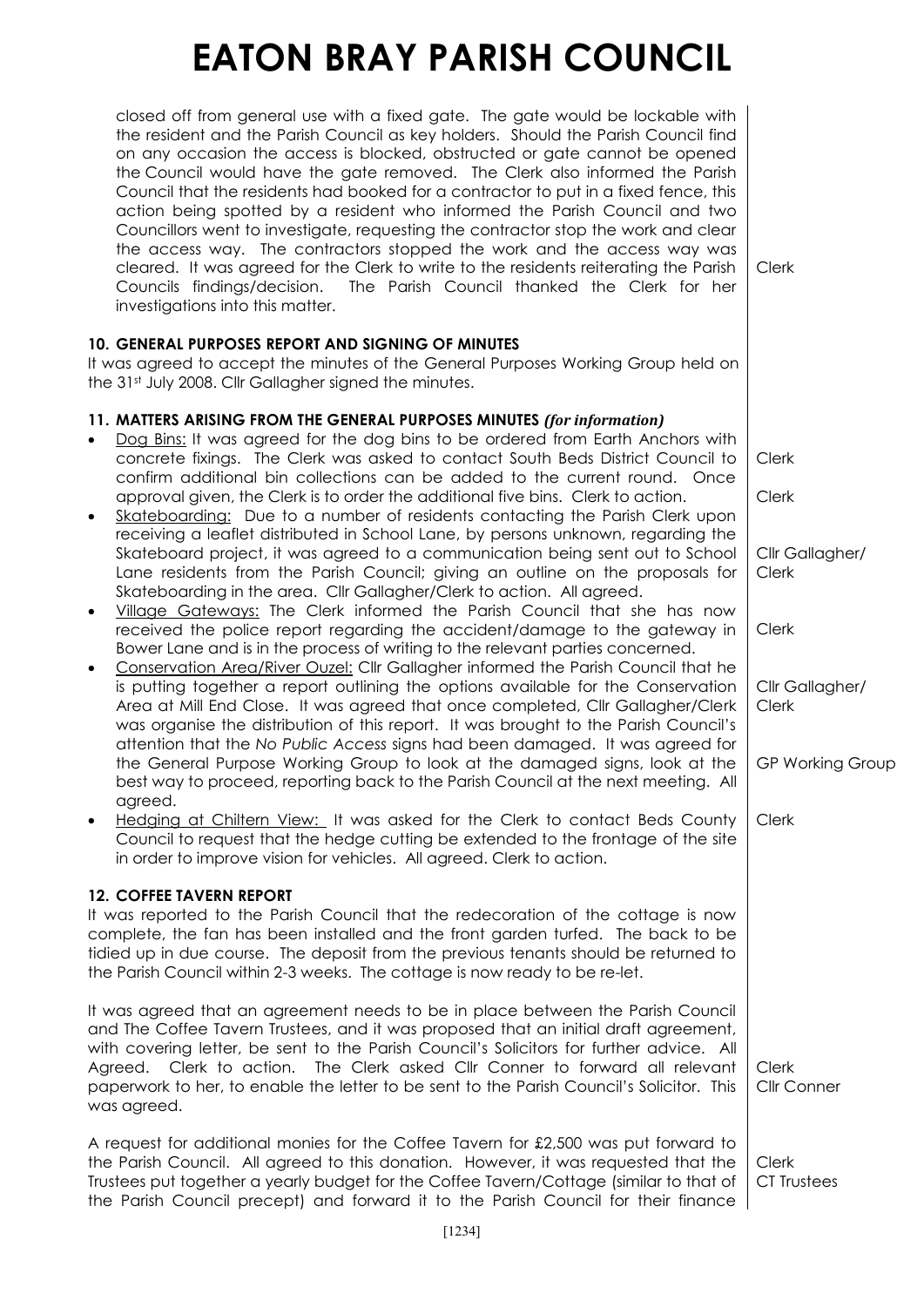closed off from general use with a fixed gate. The gate would be lockable with the resident and the Parish Council as key holders. Should the Parish Council find on any occasion the access is blocked, obstructed or gate cannot be opened the Council would have the gate removed. The Clerk also informed the Parish Council that the residents had booked for a contractor to put in a fixed fence, this action being spotted by a resident who informed the Parish Council and two Councillors went to investigate, requesting the contractor stop the work and clear the access way. The contractors stopped the work and the access way was cleared. It was agreed for the Clerk to write to the residents reiterating the Parish Councils findings/decision. The Parish Council thanked the Clerk for her investigations into this matter. — **Clerk**

### 10. GENERAL PURPOSES REPORT AND SIGNING OF MINUTES

It was agreed to accept the minutes of the General Purposes Working Group held on the 31st July 2008. Cllr Gallagher signed the minutes.

### 11. MATTERS ARISING FROM THE GENERAL PURPOSES MINUTES *(for information)*

- Dog Bins: It was agreed for the dog bins to be ordered from Earth Anchors with concrete fixings. The Clerk was asked to contact South Beds District Council to confirm additional bin collections can be added to the current round. Once approval given, the Clerk is to order the additional five bins. Clerk to action. — **Clerk / Clerk**
- Skateboarding: Due to a number of residents contacting the Parish Clerk upon receiving a leaflet distributed in School Lane, by persons unknown, regarding the Skateboard project, it was agreed to a communication being sent out to School Lane residents from the Parish Council; giving an outline on the proposals for Skateboarding in the area. Cllr Gallagher/Clerk to action. All agreed. — **Cllr Gallagher/ Clerk**
- Village Gateways: The Clerk informed the Parish Council that she has now received the police report regarding the accident/damage to the gateway in Bower Lane and is in the process of writing to the relevant parties concerned. — **Clerk**
- Conservation Area/River Ouzel: Cllr Gallagher informed the Parish Council that he is putting together a report outlining the options available for the Conservation Area at Mill End Close. It was agreed that once completed, Cllr Gallagher/Clerk was organise the distribution of this report. It was brought to the Parish Council's attention that the *No Public Access* signs had been damaged. It was agreed for the General Purpose Working Group to look at the damaged signs, look at the best way to proceed, reporting back to the Parish Council at the next meeting. All agreed. — **Cllr Gallagher/ Clerk; GP Working Group**
- Hedging at Chiltern View: It was asked for the Clerk to contact Beds County Council to request that the hedge cutting be extended to the frontage of the site in order to improve vision for vehicles. All agreed. Clerk to action. — **Clerk**

### 12. COFFEE TAVERN REPORT

It was reported to the Parish Council that the redecoration of the cottage is now complete, the fan has been installed and the front garden turfed. The back to be tidied up in due course. The deposit from the previous tenants should be returned to the Parish Council within 2-3 weeks. The cottage is now ready to be re-let.

It was agreed that an agreement needs to be in place between the Parish Council and The Coffee Tavern Trustees, and it was proposed that an initial draft agreement, with covering letter, be sent to the Parish Council's Solicitors for further advice. All Agreed. Clerk to action. The Clerk asked Cllr Conner to forward all relevant paperwork to her, to enable the letter to be sent to the Parish Council's Solicitor. This was agreed. — **Clerk / Cllr Conner**

A request for additional monies for the Coffee Tavern for £2,500 was put forward to the Parish Council. All agreed to this donation. However, it was requested that the Trustees put together a yearly budget for the Coffee Tavern/Cottage (similar to that of the Parish Council precept) and forward it to the Parish Council for their finance — **Clerk / CT Trustees**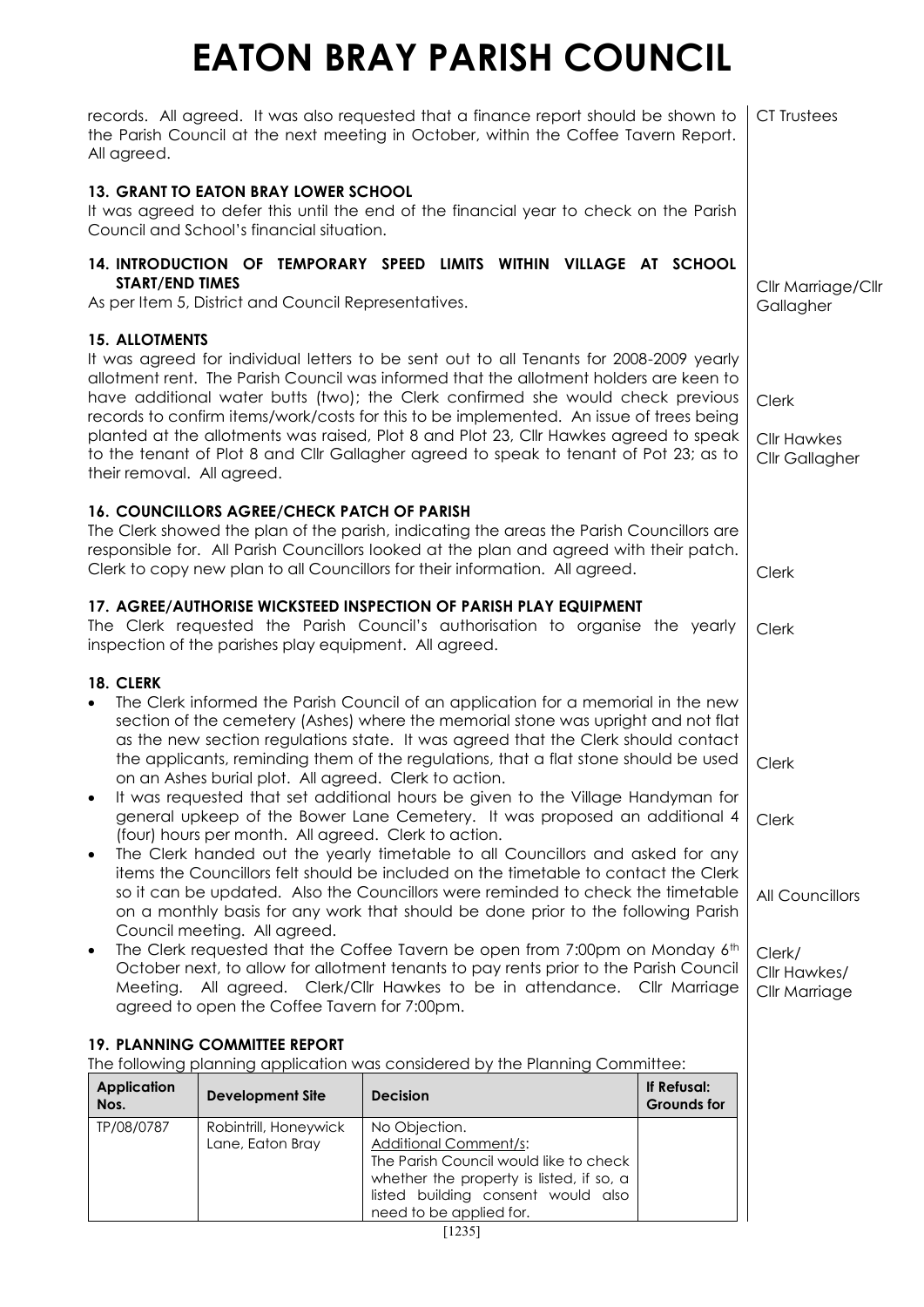# EATON BRAY PARISH COUNCIL

records. All agreed. It was also requested that a finance report should be shown to the Parish Council at the next meeting in October, within the Coffee Tavern Report. All agreed. — CT Trustees

**13. GRANT TO EATON BRAY LOWER SCHOOL**

It was agreed to defer this until the end of the financial year to check on the Parish Council and School's financial situation.

**14. INTRODUCTION OF TEMPORARY SPEED LIMITS WITHIN VILLAGE AT SCHOOL START/END TIMES**

As per Item 5, District and Council Representatives. — Cllr Marriage/Cllr Gallagher

**15. ALLOTMENTS**

It was agreed for individual letters to be sent out to all Tenants for 2008-2009 yearly allotment rent. The Parish Council was informed that the allotment holders are keen to have additional water butts (two); the Clerk confirmed she would check previous records to confirm items/work/costs for this to be implemented. An issue of trees being planted at the allotments was raised, Plot 8 and Plot 23, Cllr Hawkes agreed to speak to the tenant of Plot 8 and Cllr Gallagher agreed to speak to tenant of Pot 23; as to their removal. All agreed. — Clerk; Cllr Hawkes; Cllr Gallagher

**16. COUNCILLORS AGREE/CHECK PATCH OF PARISH**

The Clerk showed the plan of the parish, indicating the areas the Parish Councillors are responsible for. All Parish Councillors looked at the plan and agreed with their patch. Clerk to copy new plan to all Councillors for their information. All agreed. — Clerk

**17. AGREE/AUTHORISE WICKSTEED INSPECTION OF PARISH PLAY EQUIPMENT**

The Clerk requested the Parish Council's authorisation to organise the yearly inspection of the parishes play equipment. All agreed. — Clerk

**18. CLERK**

- The Clerk informed the Parish Council of an application for a memorial in the new section of the cemetery (Ashes) where the memorial stone was upright and not flat as the new section regulations state. It was agreed that the Clerk should contact the applicants, reminding them of the regulations, that a flat stone should be used on an Ashes burial plot. All agreed. Clerk to action. — Clerk
- It was requested that set additional hours be given to the Village Handyman for general upkeep of the Bower Lane Cemetery. It was proposed an additional 4 (four) hours per month. All agreed. Clerk to action. — Clerk
- The Clerk handed out the yearly timetable to all Councillors and asked for any items the Councillors felt should be included on the timetable to contact the Clerk so it can be updated. Also the Councillors were reminded to check the timetable on a monthly basis for any work that should be done prior to the following Parish Council meeting. All agreed. — All Councillors
- The Clerk requested that the Coffee Tavern be open from 7:00pm on Monday 6th October next, to allow for allotment tenants to pay rents prior to the Parish Council Meeting. All agreed. Clerk/Cllr Hawkes to be in attendance. Cllr Marriage agreed to open the Coffee Tavern for 7:00pm. — Clerk/Cllr Hawkes/Cllr Marriage

**19. PLANNING COMMITTEE REPORT**

The following planning application was considered by the Planning Committee:

| Application Nos. | Development Site | Decision | If Refusal: Grounds for |
|---|---|---|---|
| TP/08/0787 | Robintrill, Honeywick Lane, Eaton Bray | No Objection. Additional Comment/s: The Parish Council would like to check whether the property is listed, if so, a listed building consent would also need to be applied for. | |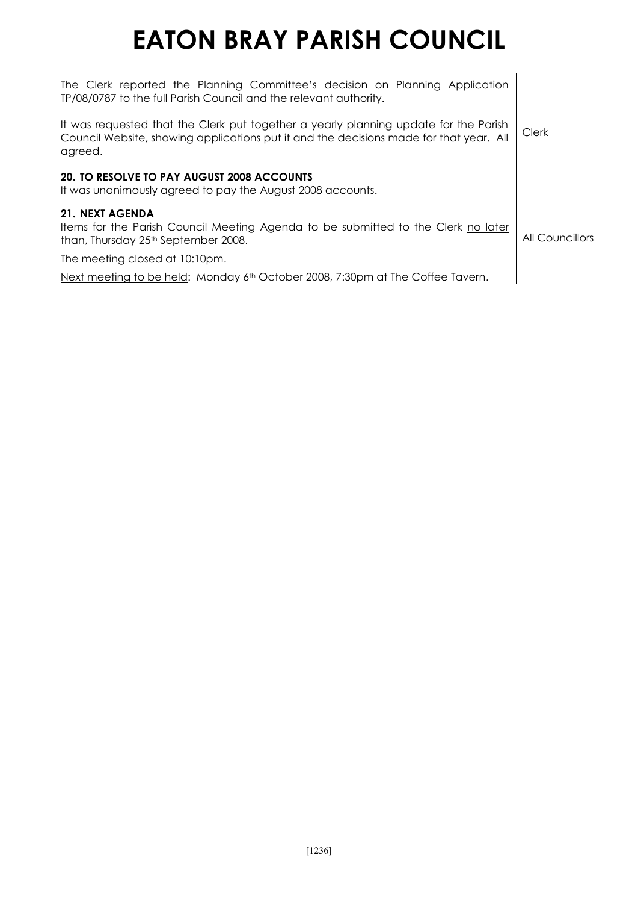# EATON BRAY PARISH COUNCIL

| | |
|---|---|
| The Clerk reported the Planning Committee's decision on Planning Application TP/08/0787 to the full Parish Council and the relevant authority. | |
| It was requested that the Clerk put together a yearly planning update for the Parish Council Website, showing applications put it and the decisions made for that year. All agreed. | Clerk |
| **20. TO RESOLVE TO PAY AUGUST 2008 ACCOUNTS**<br>It was unanimously agreed to pay the August 2008 accounts. | |
| **21. NEXT AGENDA**<br>Items for the Parish Council Meeting Agenda to be submitted to the Clerk <u>no later</u> than, Thursday 25th September 2008. | All Councillors |
| The meeting closed at 10:10pm. | |
| <u>Next meeting to be held</u>: Monday 6th October 2008, 7:30pm at The Coffee Tavern. | |

[1236]